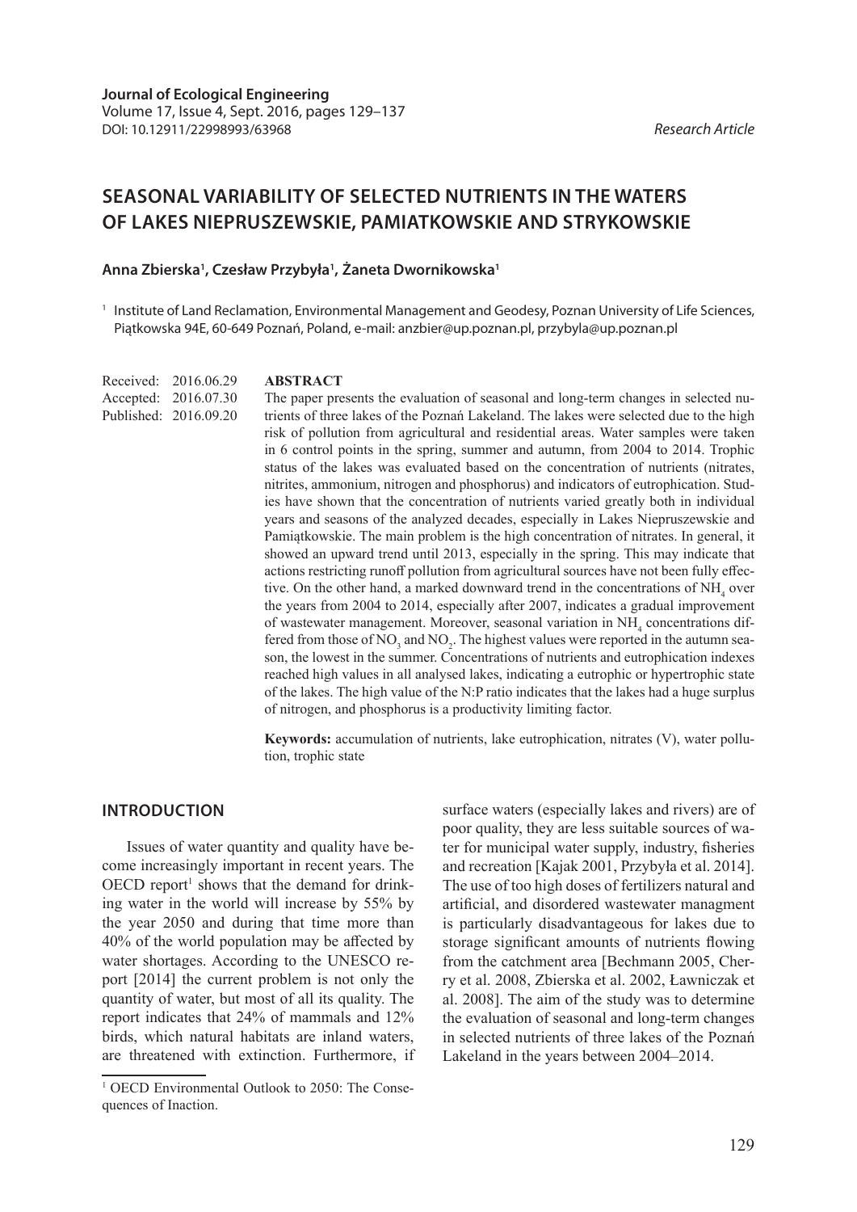**Journal of Ecological Engineering**
Volume 17, Issue 4, Sept. 2016, pages 129–137
DOI: 10.12911/22998993/63968

*Research Article*

# SEASONAL VARIABILITY OF SELECTED NUTRIENTS IN THE WATERS OF LAKES NIEPRUSZEWSKIE, PAMIATKOWSKIE AND STRYKOWSKIE

**Anna Zbierska[1], Czesław Przybyła[1], Żaneta Dwornikowska[1]**

[1] Institute of Land Reclamation, Environmental Management and Geodesy, Poznan University of Life Sciences, Piątkowska 94E, 60-649 Poznań, Poland, e-mail: anzbier@up.poznan.pl, przybyla@up.poznan.pl

Received: 2016.06.29
Accepted: 2016.07.30
Published: 2016.09.20

**ABSTRACT**

The paper presents the evaluation of seasonal and long-term changes in selected nutrients of three lakes of the Poznań Lakeland. The lakes were selected due to the high risk of pollution from agricultural and residential areas. Water samples were taken in 6 control points in the spring, summer and autumn, from 2004 to 2014. Trophic status of the lakes was evaluated based on the concentration of nutrients (nitrates, nitrites, ammonium, nitrogen and phosphorus) and indicators of eutrophication. Studies have shown that the concentration of nutrients varied greatly both in individual years and seasons of the analyzed decades, especially in Lakes Niepruszewskie and Pamiątkowskie. The main problem is the high concentration of nitrates. In general, it showed an upward trend until 2013, especially in the spring. This may indicate that actions restricting runoff pollution from agricultural sources have not been fully effective. On the other hand, a marked downward trend in the concentrations of $NH_4$ over the years from 2004 to 2014, especially after 2007, indicates a gradual improvement of wastewater management. Moreover, seasonal variation in $NH_4$ concentrations differed from those of $NO_3$ and $NO_2$. The highest values were reported in the autumn season, the lowest in the summer. Concentrations of nutrients and eutrophication indexes reached high values in all analysed lakes, indicating a eutrophic or hypertrophic state of the lakes. The high value of the N:P ratio indicates that the lakes had a huge surplus of nitrogen, and phosphorus is a productivity limiting factor.

**Keywords:** accumulation of nutrients, lake eutrophication, nitrates (V), water pollution, trophic state

## INTRODUCTION

Issues of water quantity and quality have become increasingly important in recent years. The OECD report[1] shows that the demand for drinking water in the world will increase by 55% by the year 2050 and during that time more than 40% of the world population may be affected by water shortages. According to the UNESCO report [2014] the current problem is not only the quantity of water, but most of all its quality. The report indicates that 24% of mammals and 12% birds, which natural habitats are inland waters, are threatened with extinction. Furthermore, if surface waters (especially lakes and rivers) are of poor quality, they are less suitable sources of water for municipal water supply, industry, fisheries and recreation [Kajak 2001, Przybyła et al. 2014]. The use of too high doses of fertilizers natural and artificial, and disordered wastewater managment is particularly disadvantageous for lakes due to storage significant amounts of nutrients flowing from the catchment area [Bechmann 2005, Cherry et al. 2008, Zbierska et al. 2002, Ławniczak et al. 2008]. The aim of the study was to determine the evaluation of seasonal and long-term changes in selected nutrients of three lakes of the Poznań Lakeland in the years between 2004–2014.

[1] OECD Environmental Outlook to 2050: The Consequences of Inaction.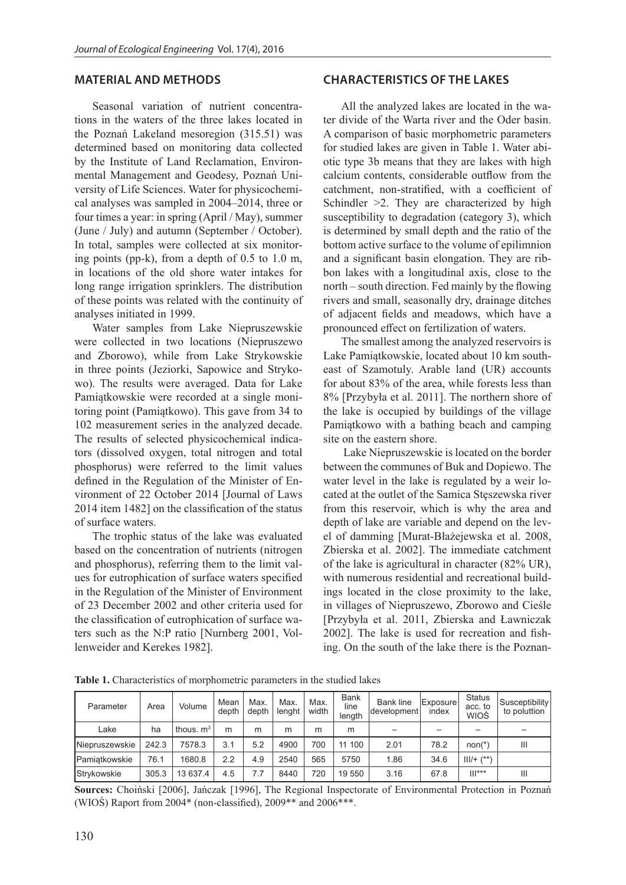## MATERIAL AND METHODS

Seasonal variation of nutrient concentrations in the waters of the three lakes located in the Poznań Lakeland mesoregion (315.51) was determined based on monitoring data collected by the Institute of Land Reclamation, Environmental Management and Geodesy, Poznań University of Life Sciences. Water for physicochemical analyses was sampled in 2004–2014, three or four times a year: in spring (April / May), summer (June / July) and autumn (September / October). In total, samples were collected at six monitoring points (pp-k), from a depth of 0.5 to 1.0 m, in locations of the old shore water intakes for long range irrigation sprinklers. The distribution of these points was related with the continuity of analyses initiated in 1999.

Water samples from Lake Niepruszewskie were collected in two locations (Niepruszewo and Zborowo), while from Lake Strykowskie in three points (Jeziorki, Sapowice and Strykowo). The results were averaged. Data for Lake Pamiątkowskie were recorded at a single monitoring point (Pamiątkowo). This gave from 34 to 102 measurement series in the analyzed decade. The results of selected physicochemical indicators (dissolved oxygen, total nitrogen and total phosphorus) were referred to the limit values defined in the Regulation of the Minister of Environment of 22 October 2014 [Journal of Laws 2014 item 1482] on the classification of the status of surface waters.

The trophic status of the lake was evaluated based on the concentration of nutrients (nitrogen and phosphorus), referring them to the limit values for eutrophication of surface waters specified in the Regulation of the Minister of Environment of 23 December 2002 and other criteria used for the classification of eutrophication of surface waters such as the N:P ratio [Nurnberg 2001, Vollenweider and Kerekes 1982].

## CHARACTERISTICS OF THE LAKES

All the analyzed lakes are located in the water divide of the Warta river and the Oder basin. A comparison of basic morphometric parameters for studied lakes are given in Table 1. Water abiotic type 3b means that they are lakes with high calcium contents, considerable outflow from the catchment, non-stratified, with a coefficient of Schindler >2. They are characterized by high susceptibility to degradation (category 3), which is determined by small depth and the ratio of the bottom active surface to the volume of epilimnion and a significant basin elongation. They are ribbon lakes with a longitudinal axis, close to the north – south direction. Fed mainly by the flowing rivers and small, seasonally dry, drainage ditches of adjacent fields and meadows, which have a pronounced effect on fertilization of waters.

The smallest among the analyzed reservoirs is Lake Pamiątkowskie, located about 10 km southeast of Szamotuly. Arable land (UR) accounts for about 83% of the area, while forests less than 8% [Przybyła et al. 2011]. The northern shore of the lake is occupied by buildings of the village Pamiątkowo with a bathing beach and camping site on the eastern shore.

Lake Niepruszewskie is located on the border between the communes of Buk and Dopiewo. The water level in the lake is regulated by a weir located at the outlet of the Samica Stęszewska river from this reservoir, which is why the area and depth of lake are variable and depend on the level of damming [Murat-Błażejewska et al. 2008, Zbierska et al. 2002]. The immediate catchment of the lake is agricultural in character (82% UR), with numerous residential and recreational buildings located in the close proximity to the lake, in villages of Niepruszewo, Zborowo and Cieśle [Przybyła et al. 2011, Zbierska and Ławniczak 2002]. The lake is used for recreation and fishing. On the south of the lake there is the Poznan-

**Table 1.** Characteristics of morphometric parameters in the studied lakes

| Parameter | Area | Volume | Mean depth | Max. depth | Max. lenght | Max. width | Bank line length | Bank line development | Exposure index | Status acc. to WIOŚ | Susceptibility to polution |
|---|---|---|---|---|---|---|---|---|---|---|---|
| Lake | ha | thous. $m^3$ | m | m | m | m | m | – | – | – | – |
| Niepruszewskie | 242.3 | 7578.3 | 3.1 | 5.2 | 4900 | 700 | 11 100 | 2.01 | 78.2 | non(*) | III |
| Pamiątkowskie | 76.1 | 1680.8 | 2.2 | 4.9 | 2540 | 565 | 5750 | 1.86 | 34.6 | III/+ (**) | |
| Strykowskie | 305.3 | 13 637.4 | 4.5 | 7.7 | 8440 | 720 | 19 550 | 3.16 | 67.8 | III*** | III |

**Sources:** Choiński [2006], Jańczak [1996], The Regional Inspectorate of Environmental Protection in Poznań (WIOŚ) Raport from 2004* (non-classified), 2009** and 2006***.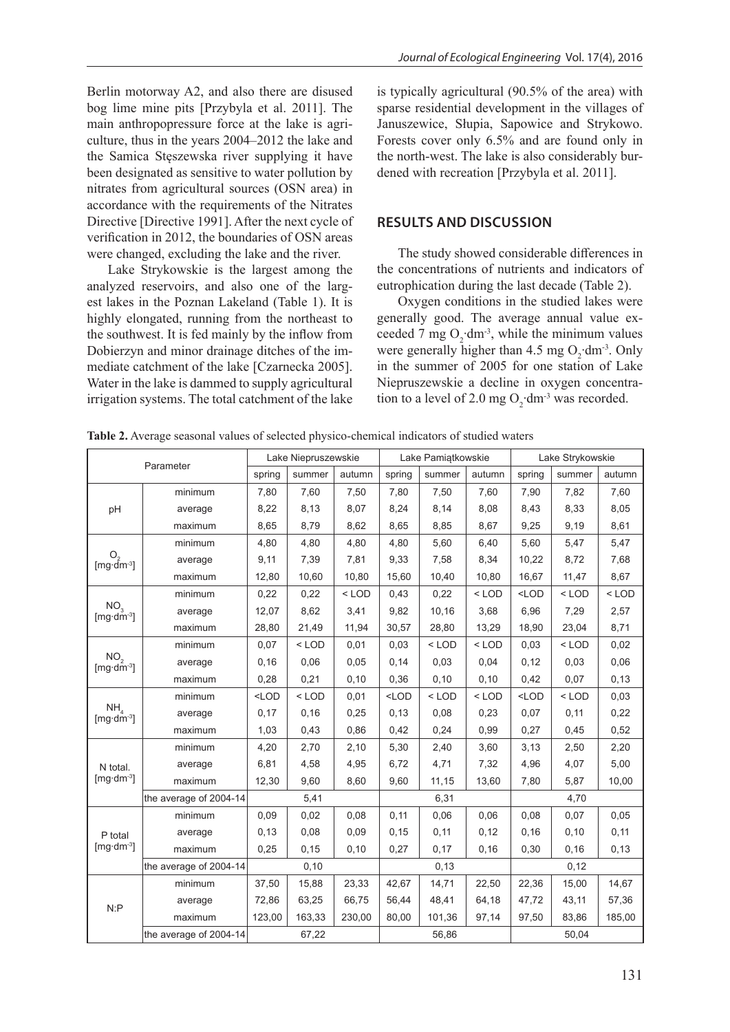Berlin motorway A2, and also there are disused bog lime mine pits [Przybyla et al. 2011]. The main anthropopressure force at the lake is agriculture, thus in the years 2004–2012 the lake and the Samica Stęszewska river supplying it have been designated as sensitive to water pollution by nitrates from agricultural sources (OSN area) in accordance with the requirements of the Nitrates Directive [Directive 1991]. After the next cycle of verification in 2012, the boundaries of OSN areas were changed, excluding the lake and the river.

Lake Strykowskie is the largest among the analyzed reservoirs, and also one of the largest lakes in the Poznan Lakeland (Table 1). It is highly elongated, running from the northeast to the southwest. It is fed mainly by the inflow from Dobierzyn and minor drainage ditches of the immediate catchment of the lake [Czarnecka 2005]. Water in the lake is dammed to supply agricultural irrigation systems. The total catchment of the lake is typically agricultural (90.5% of the area) with sparse residential development in the villages of Januszewice, Słupia, Sapowice and Strykowo. Forests cover only 6.5% and are found only in the north-west. The lake is also considerably burdened with recreation [Przybyla et al. 2011].

## RESULTS AND DISCUSSION

The study showed considerable differences in the concentrations of nutrients and indicators of eutrophication during the last decade (Table 2).

Oxygen conditions in the studied lakes were generally good. The average annual value exceeded 7 mg $O_2$·dm$^{-3}$, while the minimum values were generally higher than 4.5 mg $O_2$·dm$^{-3}$. Only in the summer of 2005 for one station of Lake Niepruszewskie a decline in oxygen concentration to a level of 2.0 mg $O_2$·dm$^{-3}$ was recorded.

**Table 2.** Average seasonal values of selected physico-chemical indicators of studied waters

| Parameter | | Lake Niepruszewskie | | | Lake Pamiątkowskie | | | Lake Strykowskie | | |
|---|---|---|---|---|---|---|---|---|---|---|
| | | spring | summer | autumn | spring | summer | autumn | spring | summer | autumn |
| pH | minimum | 7,80 | 7,60 | 7,50 | 7,80 | 7,50 | 7,60 | 7,90 | 7,82 | 7,60 |
| | average | 8,22 | 8,13 | 8,07 | 8,24 | 8,14 | 8,08 | 8,43 | 8,33 | 8,05 |
| | maximum | 8,65 | 8,79 | 8,62 | 8,65 | 8,85 | 8,67 | 9,25 | 9,19 | 8,61 |
| $O_2$ [mg·dm$^{-3}$] | minimum | 4,80 | 4,80 | 4,80 | 4,80 | 5,60 | 6,40 | 5,60 | 5,47 | 5,47 |
| | average | 9,11 | 7,39 | 7,81 | 9,33 | 7,58 | 8,34 | 10,22 | 8,72 | 7,68 |
| | maximum | 12,80 | 10,60 | 10,80 | 15,60 | 10,40 | 10,80 | 16,67 | 11,47 | 8,67 |
| $NO_3$ [mg·dm$^{-3}$] | minimum | 0,22 | 0,22 | < LOD | 0,43 | 0,22 | < LOD | <LOD | < LOD | < LOD |
| | average | 12,07 | 8,62 | 3,41 | 9,82 | 10,16 | 3,68 | 6,96 | 7,29 | 2,57 |
| | maximum | 28,80 | 21,49 | 11,94 | 30,57 | 28,80 | 13,29 | 18,90 | 23,04 | 8,71 |
| $NO_2$ [mg·dm$^{-3}$] | minimum | 0,07 | < LOD | 0,01 | 0,03 | < LOD | < LOD | 0,03 | < LOD | 0,02 |
| | average | 0,16 | 0,06 | 0,05 | 0,14 | 0,03 | 0,04 | 0,12 | 0,03 | 0,06 |
| | maximum | 0,28 | 0,21 | 0,10 | 0,36 | 0,10 | 0,10 | 0,42 | 0,07 | 0,13 |
| $NH_4$ [mg·dm$^{-3}$] | minimum | <LOD | < LOD | 0,01 | <LOD | < LOD | < LOD | <LOD | < LOD | 0,03 |
| | average | 0,17 | 0,16 | 0,25 | 0,13 | 0,08 | 0,23 | 0,07 | 0,11 | 0,22 |
| | maximum | 1,03 | 0,43 | 0,86 | 0,42 | 0,24 | 0,99 | 0,27 | 0,45 | 0,52 |
| N total. [mg·dm$^{-3}$] | minimum | 4,20 | 2,70 | 2,10 | 5,30 | 2,40 | 3,60 | 3,13 | 2,50 | 2,20 |
| | average | 6,81 | 4,58 | 4,95 | 6,72 | 4,71 | 7,32 | 4,96 | 4,07 | 5,00 |
| | maximum | 12,30 | 9,60 | 8,60 | 9,60 | 11,15 | 13,60 | 7,80 | 5,87 | 10,00 |
| | the average of 2004-14 | 5,41 | | | 6,31 | | | 4,70 | | |
| P total [mg·dm$^{-3}$] | minimum | 0,09 | 0,02 | 0,08 | 0,11 | 0,06 | 0,06 | 0,08 | 0,07 | 0,05 |
| | average | 0,13 | 0,08 | 0,09 | 0,15 | 0,11 | 0,12 | 0,16 | 0,10 | 0,11 |
| | maximum | 0,25 | 0,15 | 0,10 | 0,27 | 0,17 | 0,16 | 0,30 | 0,16 | 0,13 |
| | the average of 2004-14 | 0,10 | | | 0,13 | | | 0,12 | | |
| N:P | minimum | 37,50 | 15,88 | 23,33 | 42,67 | 14,71 | 22,50 | 22,36 | 15,00 | 14,67 |
| | average | 72,86 | 63,25 | 66,75 | 56,44 | 48,41 | 64,18 | 47,72 | 43,11 | 57,36 |
| | maximum | 123,00 | 163,33 | 230,00 | 80,00 | 101,36 | 97,14 | 97,50 | 83,86 | 185,00 |
| | the average of 2004-14 | 67,22 | | | 56,86 | | | 50,04 | | |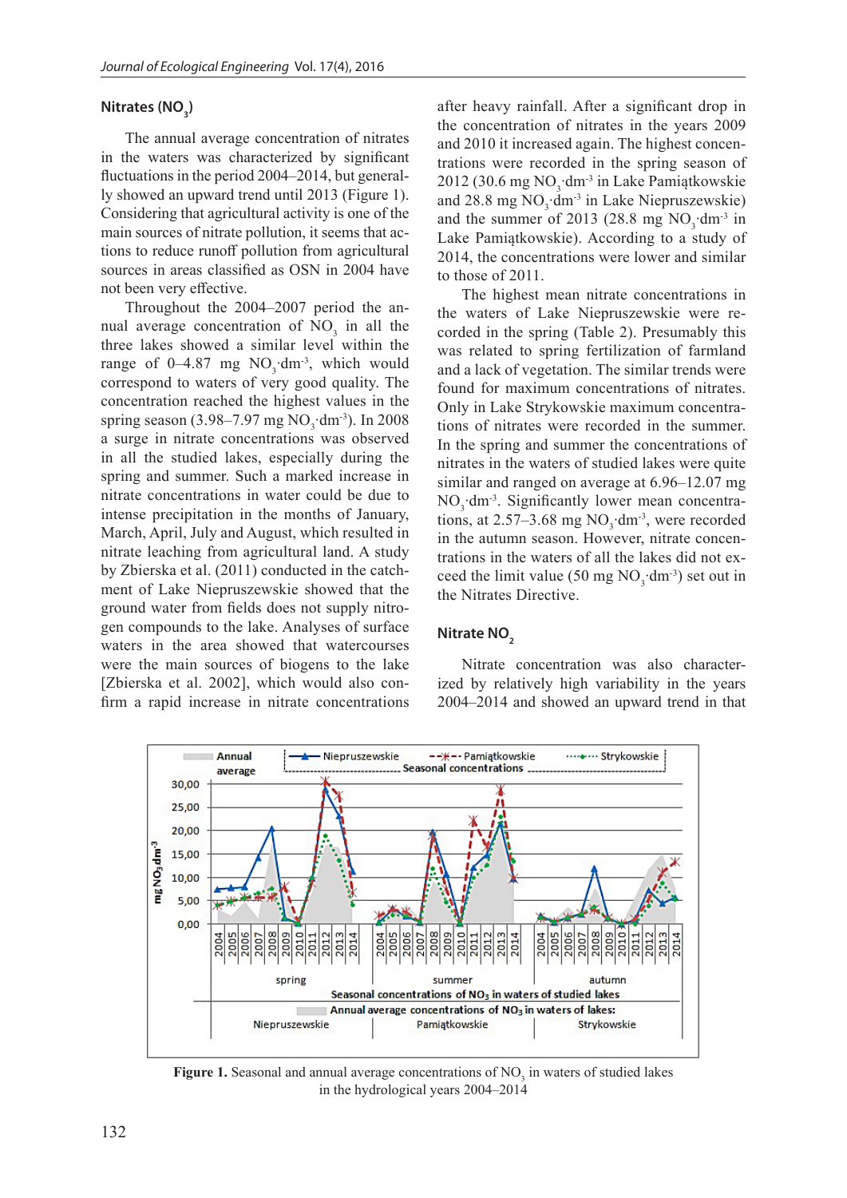### Nitrates ($NO_3$)

The annual average concentration of nitrates in the waters was characterized by significant fluctuations in the period 2004–2014, but generally showed an upward trend until 2013 (Figure 1). Considering that agricultural activity is one of the main sources of nitrate pollution, it seems that actions to reduce runoff pollution from agricultural sources in areas classified as OSN in 2004 have not been very effective.

Throughout the 2004–2007 period the annual average concentration of $NO_3$ in all the three lakes showed a similar level within the range of 0–4.87 mg $NO_3 \cdot dm^{-3}$, which would correspond to waters of very good quality. The concentration reached the highest values in the spring season (3.98–7.97 mg $NO_3 \cdot dm^{-3}$). In 2008 a surge in nitrate concentrations was observed in all the studied lakes, especially during the spring and summer. Such a marked increase in nitrate concentrations in water could be due to intense precipitation in the months of January, March, April, July and August, which resulted in nitrate leaching from agricultural land. A study by Zbierska et al. (2011) conducted in the catchment of Lake Niepruszewskie showed that the ground water from fields does not supply nitrogen compounds to the lake. Analyses of surface waters in the area showed that watercourses were the main sources of biogens to the lake [Zbierska et al. 2002], which would also confirm a rapid increase in nitrate concentrations after heavy rainfall. After a significant drop in the concentration of nitrates in the years 2009 and 2010 it increased again. The highest concentrations were recorded in the spring season of 2012 (30.6 mg $NO_3 \cdot dm^{-3}$ in Lake Pamiątkowskie and 28.8 mg $NO_3 \cdot dm^{-3}$ in Lake Niepruszewskie) and the summer of 2013 (28.8 mg $NO_3 \cdot dm^{-3}$ in Lake Pamiątkowskie). According to a study of 2014, the concentrations were lower and similar to those of 2011.

The highest mean nitrate concentrations in the waters of Lake Niepruszewskie were recorded in the spring (Table 2). Presumably this was related to spring fertilization of farmland and a lack of vegetation. The similar trends were found for maximum concentrations of nitrates. Only in Lake Strykowskie maximum concentrations of nitrates were recorded in the summer. In the spring and summer the concentrations of nitrates in the waters of studied lakes were quite similar and ranged on average at 6.96–12.07 mg $NO_3 \cdot dm^{-3}$. Significantly lower mean concentrations, at 2.57–3.68 mg $NO_3 \cdot dm^{-3}$, were recorded in the autumn season. However, nitrate concentrations in the waters of all the lakes did not exceed the limit value (50 mg $NO_3 \cdot dm^{-3}$) set out in the Nitrates Directive.

### Nitrate $NO_2$

Nitrate concentration was also characterized by relatively high variability in the years 2004–2014 and showed an upward trend in that

**Figure 1.** Seasonal and annual average concentrations of $NO_3$ in waters of studied lakes in the hydrological years 2004–2014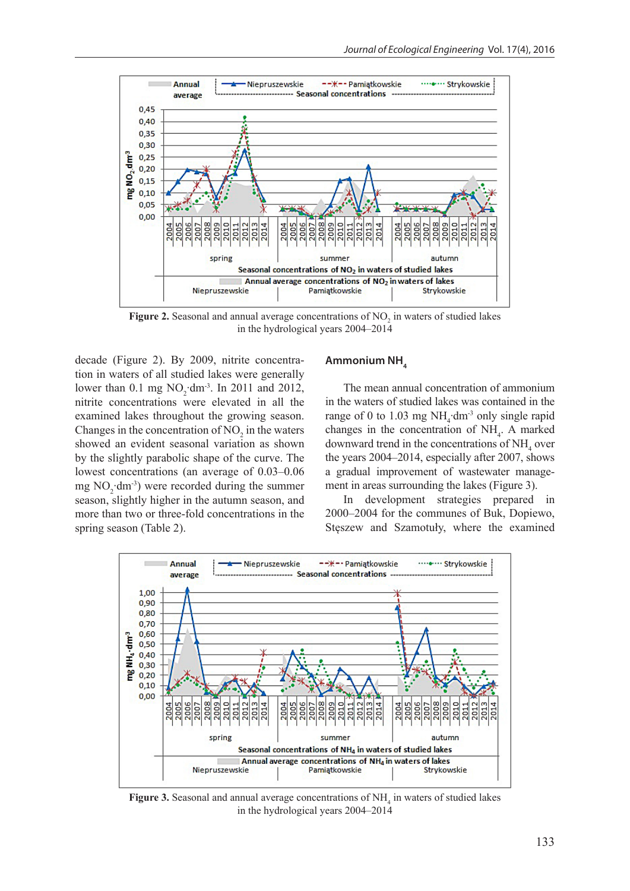**Figure 2.** Seasonal and annual average concentrations of $NO_2$ in waters of studied lakes in the hydrological years 2004–2014

decade (Figure 2). By 2009, nitrite concentration in waters of all studied lakes were generally lower than 0.1 mg $NO_2 \cdot dm^{-3}$. In 2011 and 2012, nitrite concentrations were elevated in all the examined lakes throughout the growing season. Changes in the concentration of $NO_2$ in the waters showed an evident seasonal variation as shown by the slightly parabolic shape of the curve. The lowest concentrations (an average of 0.03–0.06 mg $NO_2 \cdot dm^{-3}$) were recorded during the summer season, slightly higher in the autumn season, and more than two or three-fold concentrations in the spring season (Table 2).

## Ammonium $NH_4$

The mean annual concentration of ammonium in the waters of studied lakes was contained in the range of 0 to 1.03 mg $NH_4 \cdot dm^{-3}$ only single rapid changes in the concentration of $NH_4$. A marked downward trend in the concentrations of $NH_4$ over the years 2004–2014, especially after 2007, shows a gradual improvement of wastewater management in areas surrounding the lakes (Figure 3).

In development strategies prepared in 2000–2004 for the communes of Buk, Dopiewo, Stęszew and Szamotuły, where the examined

**Figure 3.** Seasonal and annual average concentrations of $NH_4$ in waters of studied lakes in the hydrological years 2004–2014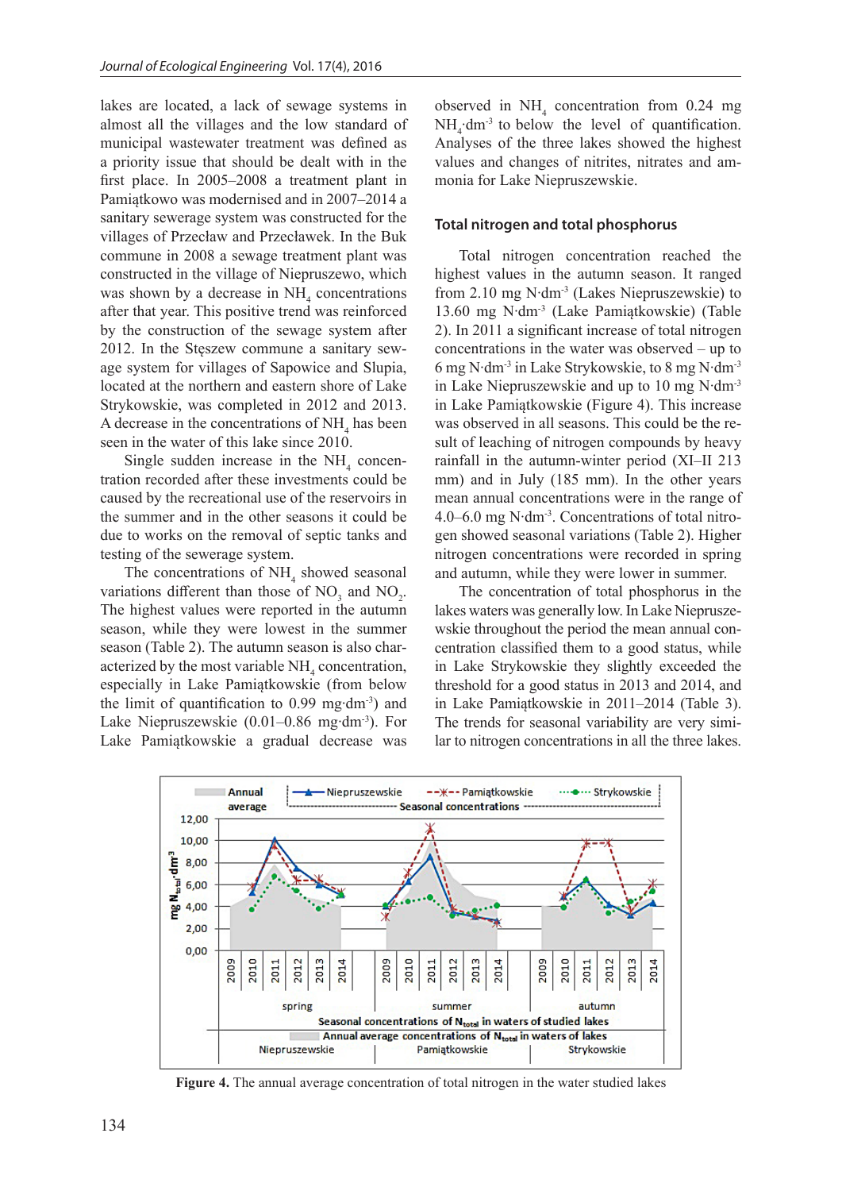lakes are located, a lack of sewage systems in almost all the villages and the low standard of municipal wastewater treatment was defined as a priority issue that should be dealt with in the first place. In 2005–2008 a treatment plant in Pamiątkowo was modernised and in 2007–2014 a sanitary sewerage system was constructed for the villages of Przecław and Przecławek. In the Buk commune in 2008 a sewage treatment plant was constructed in the village of Niepruszewo, which was shown by a decrease in $NH_4$ concentrations after that year. This positive trend was reinforced by the construction of the sewage system after 2012. In the Stęszew commune a sanitary sewage system for villages of Sapowice and Slupia, located at the northern and eastern shore of Lake Strykowskie, was completed in 2012 and 2013. A decrease in the concentrations of $NH_4$ has been seen in the water of this lake since 2010.

Single sudden increase in the $NH_4$ concentration recorded after these investments could be caused by the recreational use of the reservoirs in the summer and in the other seasons it could be due to works on the removal of septic tanks and testing of the sewerage system.

The concentrations of $NH_4$ showed seasonal variations different than those of $NO_3$ and $NO_2$. The highest values were reported in the autumn season, while they were lowest in the summer season (Table 2). The autumn season is also characterized by the most variable $NH_4$ concentration, especially in Lake Pamiątkowskie (from below the limit of quantification to 0.99 mg·dm$^{-3}$) and Lake Niepruszewskie (0.01–0.86 mg·dm$^{-3}$). For Lake Pamiątkowskie a gradual decrease was observed in $NH_4$ concentration from 0.24 mg $NH_4$·dm$^{-3}$ to below the level of quantification. Analyses of the three lakes showed the highest values and changes of nitrites, nitrates and ammonia for Lake Niepruszewskie.

## Total nitrogen and total phosphorus

Total nitrogen concentration reached the highest values in the autumn season. It ranged from 2.10 mg N·dm$^{-3}$ (Lakes Niepruszewskie) to 13.60 mg N·dm$^{-3}$ (Lake Pamiątkowskie) (Table 2). In 2011 a significant increase of total nitrogen concentrations in the water was observed – up to 6 mg N·dm$^{-3}$ in Lake Strykowskie, to 8 mg N·dm$^{-3}$ in Lake Niepruszewskie and up to 10 mg N·dm$^{-3}$ in Lake Pamiątkowskie (Figure 4). This increase was observed in all seasons. This could be the result of leaching of nitrogen compounds by heavy rainfall in the autumn-winter period (XI–II 213 mm) and in July (185 mm). In the other years mean annual concentrations were in the range of 4.0–6.0 mg N·dm$^{-3}$. Concentrations of total nitrogen showed seasonal variations (Table 2). Higher nitrogen concentrations were recorded in spring and autumn, while they were lower in summer.

The concentration of total phosphorus in the lakes waters was generally low. In Lake Niepruszewskie throughout the period the mean annual concentration classified them to a good status, while in Lake Strykowskie they slightly exceeded the threshold for a good status in 2013 and 2014, and in Lake Pamiątkowskie in 2011–2014 (Table 3). The trends for seasonal variability are very similar to nitrogen concentrations in all the three lakes.

**Figure 4.** The annual average concentration of total nitrogen in the water studied lakes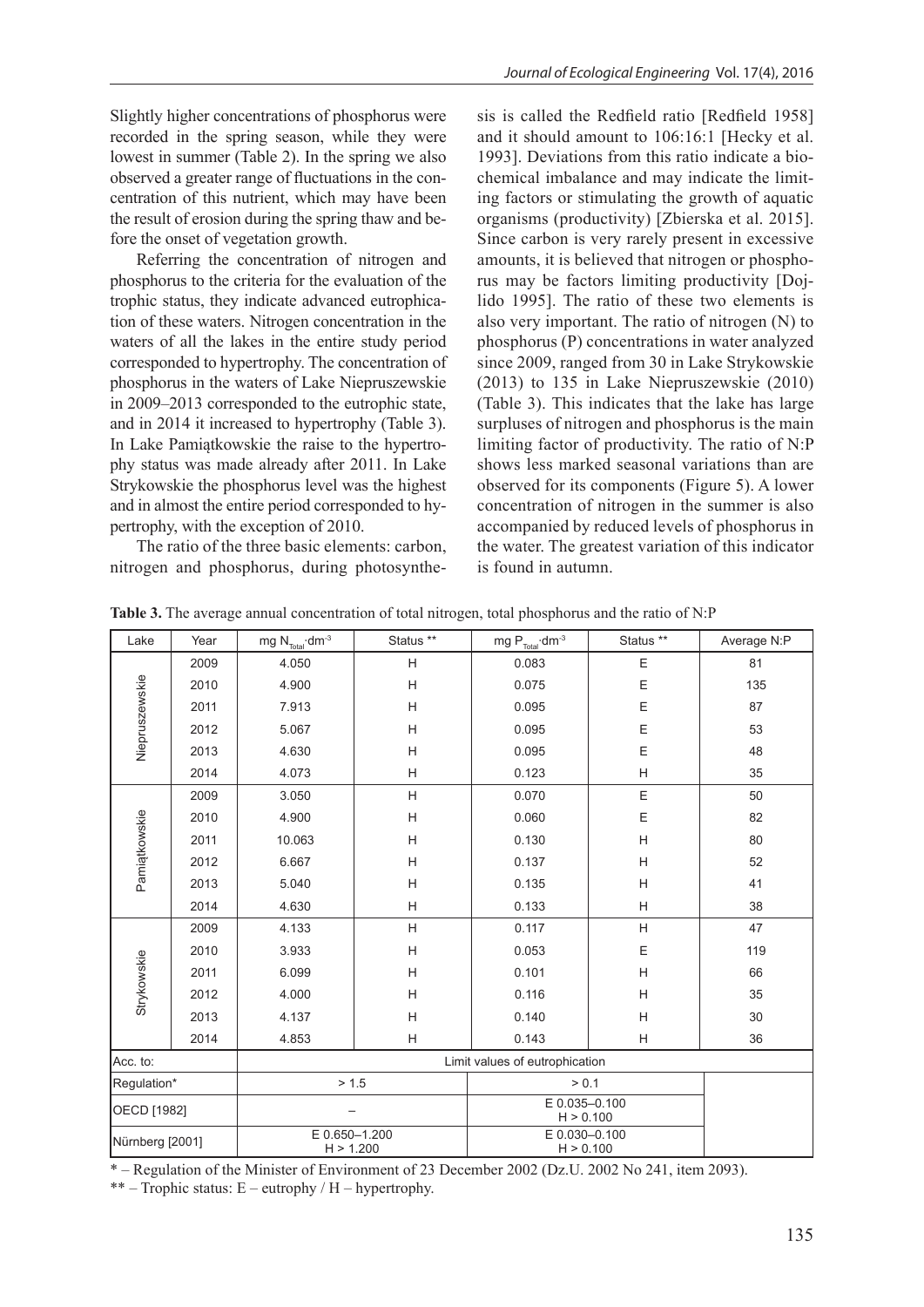Slightly higher concentrations of phosphorus were recorded in the spring season, while they were lowest in summer (Table 2). In the spring we also observed a greater range of fluctuations in the concentration of this nutrient, which may have been the result of erosion during the spring thaw and before the onset of vegetation growth.

Referring the concentration of nitrogen and phosphorus to the criteria for the evaluation of the trophic status, they indicate advanced eutrophication of these waters. Nitrogen concentration in the waters of all the lakes in the entire study period corresponded to hypertrophy. The concentration of phosphorus in the waters of Lake Niepruszewskie in 2009–2013 corresponded to the eutrophic state, and in 2014 it increased to hypertrophy (Table 3). In Lake Pamiątkowskie the raise to the hypertrophy status was made already after 2011. In Lake Strykowskie the phosphorus level was the highest and in almost the entire period corresponded to hypertrophy, with the exception of 2010.

The ratio of the three basic elements: carbon, nitrogen and phosphorus, during photosynthesis is called the Redfield ratio [Redfield 1958] and it should amount to 106:16:1 [Hecky et al. 1993]. Deviations from this ratio indicate a biochemical imbalance and may indicate the limiting factors or stimulating the growth of aquatic organisms (productivity) [Zbierska et al. 2015]. Since carbon is very rarely present in excessive amounts, it is believed that nitrogen or phosphorus may be factors limiting productivity [Dojlido 1995]. The ratio of these two elements is also very important. The ratio of nitrogen (N) to phosphorus (P) concentrations in water analyzed since 2009, ranged from 30 in Lake Strykowskie (2013) to 135 in Lake Niepruszewskie (2010) (Table 3). This indicates that the lake has large surpluses of nitrogen and phosphorus is the main limiting factor of productivity. The ratio of N:P shows less marked seasonal variations than are observed for its components (Figure 5). A lower concentration of nitrogen in the summer is also accompanied by reduced levels of phosphorus in the water. The greatest variation of this indicator is found in autumn.

**Table 3.** The average annual concentration of total nitrogen, total phosphorus and the ratio of N:P

| Lake | Year | mg $N_{Total}$·$dm^{-3}$ | Status ** | mg $P_{Total}$·$dm^{-3}$ | Status ** | Average N:P |
|---|---|---|---|---|---|---|
| Niepruszewskie | 2009 | 4.050 | H | 0.083 | E | 81 |
| | 2010 | 4.900 | H | 0.075 | E | 135 |
| | 2011 | 7.913 | H | 0.095 | E | 87 |
| | 2012 | 5.067 | H | 0.095 | E | 53 |
| | 2013 | 4.630 | H | 0.095 | E | 48 |
| | 2014 | 4.073 | H | 0.123 | H | 35 |
| Pamiątkowskie | 2009 | 3.050 | H | 0.070 | E | 50 |
| | 2010 | 4.900 | H | 0.060 | E | 82 |
| | 2011 | 10.063 | H | 0.130 | H | 80 |
| | 2012 | 6.667 | H | 0.137 | H | 52 |
| | 2013 | 5.040 | H | 0.135 | H | 41 |
| | 2014 | 4.630 | H | 0.133 | H | 38 |
| Strykowskie | 2009 | 4.133 | H | 0.117 | H | 47 |
| | 2010 | 3.933 | H | 0.053 | E | 119 |
| | 2011 | 6.099 | H | 0.101 | H | 66 |
| | 2012 | 4.000 | H | 0.116 | H | 35 |
| | 2013 | 4.137 | H | 0.140 | H | 30 |
| | 2014 | 4.853 | H | 0.143 | H | 36 |
| Acc. to: | Limit values of eutrophication | | | | | |
| Regulation* | > 1.5 | | > 0.1 | | | |
| OECD [1982] | – | | E 0.035–0.100 H > 0.100 | | | |
| Nürnberg [2001] | E 0.650–1.200 H > 1.200 | | E 0.030–0.100 H > 0.100 | | | |

\* – Regulation of the Minister of Environment of 23 December 2002 (Dz.U. 2002 No 241, item 2093).

\*\* – Trophic status: E – eutrophy / H – hypertrophy.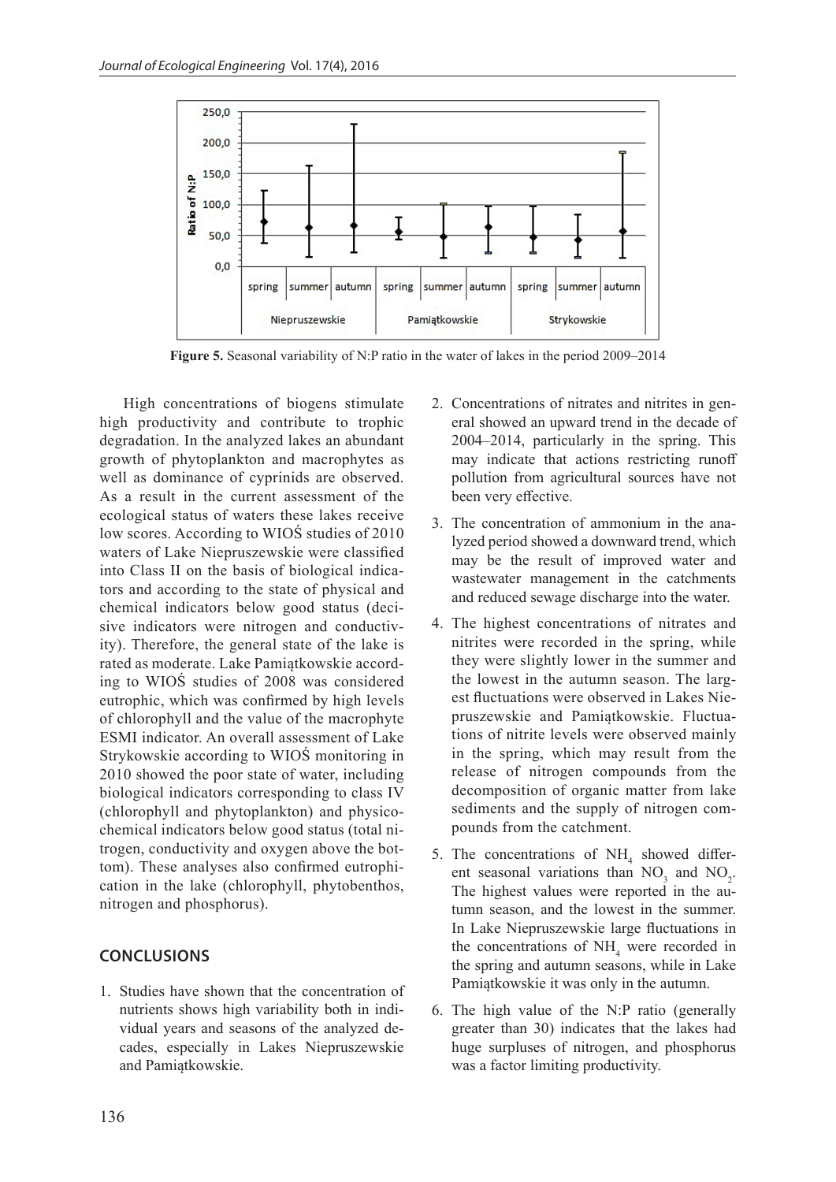**Figure 5.** Seasonal variability of N:P ratio in the water of lakes in the period 2009–2014

High concentrations of biogens stimulate high productivity and contribute to trophic degradation. In the analyzed lakes an abundant growth of phytoplankton and macrophytes as well as dominance of cyprinids are observed. As a result in the current assessment of the ecological status of waters these lakes receive low scores. According to WIOŚ studies of 2010 waters of Lake Niepruszewskie were classified into Class II on the basis of biological indicators and according to the state of physical and chemical indicators below good status (decisive indicators were nitrogen and conductivity). Therefore, the general state of the lake is rated as moderate. Lake Pamiątkowskie according to WIOŚ studies of 2008 was considered eutrophic, which was confirmed by high levels of chlorophyll and the value of the macrophyte ESMI indicator. An overall assessment of Lake Strykowskie according to WIOŚ monitoring in 2010 showed the poor state of water, including biological indicators corresponding to class IV (chlorophyll and phytoplankton) and physicochemical indicators below good status (total nitrogen, conductivity and oxygen above the bottom). These analyses also confirmed eutrophication in the lake (chlorophyll, phytobenthos, nitrogen and phosphorus).

## CONCLUSIONS

1. Studies have shown that the concentration of nutrients shows high variability both in individual years and seasons of the analyzed decades, especially in Lakes Niepruszewskie and Pamiątkowskie.
2. Concentrations of nitrates and nitrites in general showed an upward trend in the decade of 2004–2014, particularly in the spring. This may indicate that actions restricting runoff pollution from agricultural sources have not been very effective.
3. The concentration of ammonium in the analyzed period showed a downward trend, which may be the result of improved water and wastewater management in the catchments and reduced sewage discharge into the water.
4. The highest concentrations of nitrates and nitrites were recorded in the spring, while they were slightly lower in the summer and the lowest in the autumn season. The largest fluctuations were observed in Lakes Niepruszewskie and Pamiątkowskie. Fluctuations of nitrite levels were observed mainly in the spring, which may result from the release of nitrogen compounds from the decomposition of organic matter from lake sediments and the supply of nitrogen compounds from the catchment.
5. The concentrations of $NH_4$ showed different seasonal variations than $NO_3$ and $NO_2$. The highest values were reported in the autumn season, and the lowest in the summer. In Lake Niepruszewskie large fluctuations in the concentrations of $NH_4$ were recorded in the spring and autumn seasons, while in Lake Pamiątkowskie it was only in the autumn.
6. The high value of the N:P ratio (generally greater than 30) indicates that the lakes had huge surpluses of nitrogen, and phosphorus was a factor limiting productivity.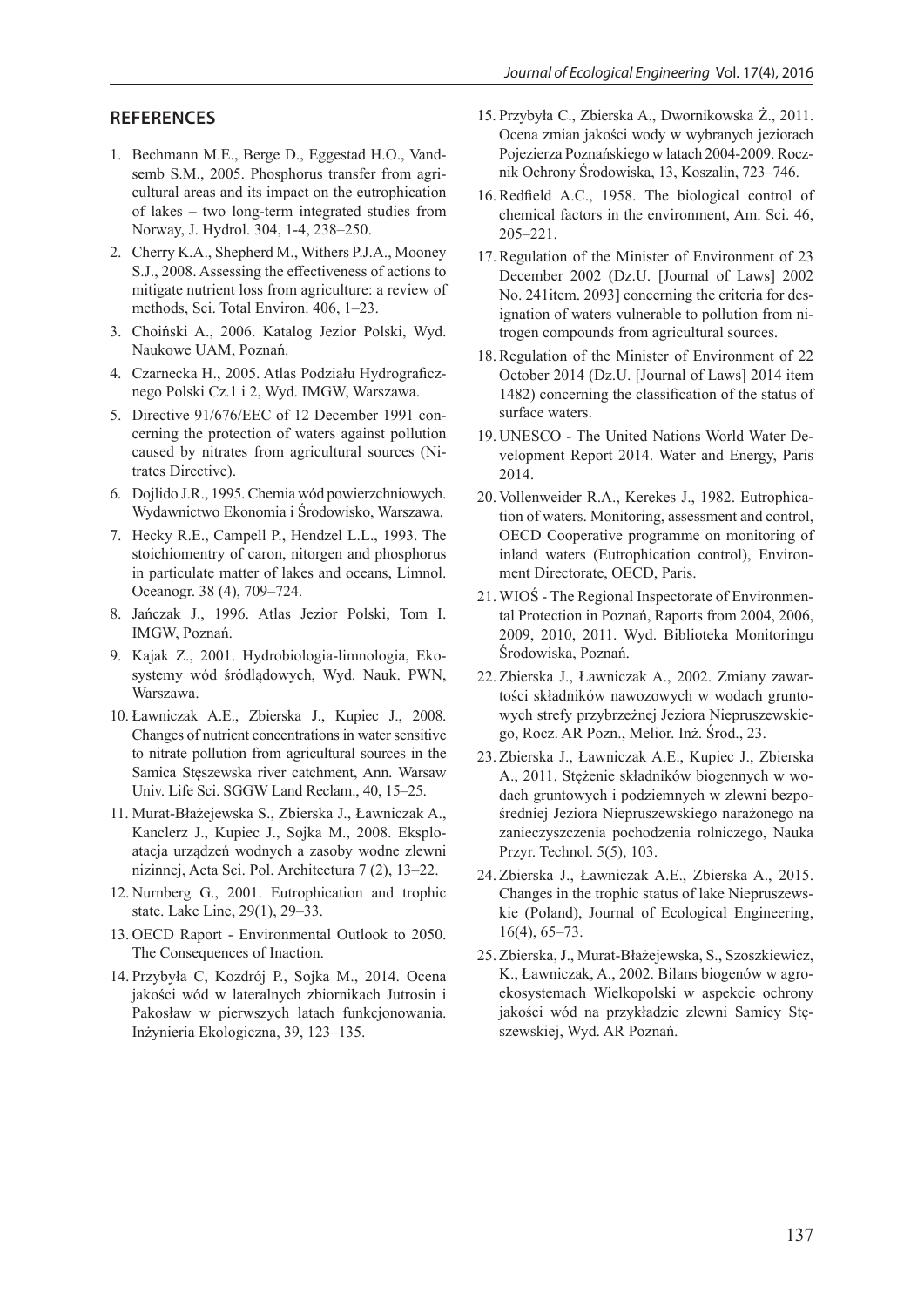## REFERENCES

1. Bechmann M.E., Berge D., Eggestad H.O., Vandsemb S.M., 2005. Phosphorus transfer from agricultural areas and its impact on the eutrophication of lakes – two long-term integrated studies from Norway, J. Hydrol. 304, 1-4, 238–250.
2. Cherry K.A., Shepherd M., Withers P.J.A., Mooney S.J., 2008. Assessing the effectiveness of actions to mitigate nutrient loss from agriculture: a review of methods, Sci. Total Environ. 406, 1–23.
3. Choiński A., 2006. Katalog Jezior Polski, Wyd. Naukowe UAM, Poznań.
4. Czarnecka H., 2005. Atlas Podziału Hydrograficznego Polski Cz.1 i 2, Wyd. IMGW, Warszawa.
5. Directive 91/676/EEC of 12 December 1991 concerning the protection of waters against pollution caused by nitrates from agricultural sources (Nitrates Directive).
6. Dojlido J.R., 1995. Chemia wód powierzchniowych. Wydawnictwo Ekonomia i Środowisko, Warszawa.
7. Hecky R.E., Campell P., Hendzel L.L., 1993. The stoichiomentry of caron, nitorgen and phosphorus in particulate matter of lakes and oceans, Limnol. Oceanogr. 38 (4), 709–724.
8. Jańczak J., 1996. Atlas Jezior Polski, Tom I. IMGW, Poznań.
9. Kajak Z., 2001. Hydrobiologia-limnologia, Ekosystemy wód śródlądowych, Wyd. Nauk. PWN, Warszawa.
10. Ławniczak A.E., Zbierska J., Kupiec J., 2008. Changes of nutrient concentrations in water sensitive to nitrate pollution from agricultural sources in the Samica Stęszewska river catchment, Ann. Warsaw Univ. Life Sci. SGGW Land Reclam., 40, 15–25.
11. Murat-Błażejewska S., Zbierska J., Ławniczak A., Kanclerz J., Kupiec J., Sojka M., 2008. Eksploatacja urządzeń wodnych a zasoby wodne zlewni nizinnej, Acta Sci. Pol. Architectura 7 (2), 13–22.
12. Nurnberg G., 2001. Eutrophication and trophic state. Lake Line, 29(1), 29–33.
13. OECD Raport - Environmental Outlook to 2050. The Consequences of Inaction.
14. Przybyła C, Kozdrój P., Sojka M., 2014. Ocena jakości wód w lateralnych zbiornikach Jutrosin i Pakosław w pierwszych latach funkcjonowania. Inżynieria Ekologiczna, 39, 123–135.
15. Przybyła C., Zbierska A., Dwornikowska Ż., 2011. Ocena zmian jakości wody w wybranych jeziorach Pojezierza Poznańskiego w latach 2004-2009. Rocznik Ochrony Środowiska, 13, Koszalin, 723–746.
16. Redfield A.C., 1958. The biological control of chemical factors in the environment, Am. Sci. 46, 205–221.
17. Regulation of the Minister of Environment of 23 December 2002 (Dz.U. [Journal of Laws] 2002 No. 241item. 2093] concerning the criteria for designation of waters vulnerable to pollution from nitrogen compounds from agricultural sources.
18. Regulation of the Minister of Environment of 22 October 2014 (Dz.U. [Journal of Laws] 2014 item 1482) concerning the classification of the status of surface waters.
19. UNESCO - The United Nations World Water Development Report 2014. Water and Energy, Paris 2014.
20. Vollenweider R.A., Kerekes J., 1982. Eutrophication of waters. Monitoring, assessment and control, OECD Cooperative programme on monitoring of inland waters (Eutrophication control), Environment Directorate, OECD, Paris.
21. WIOŚ - The Regional Inspectorate of Environmental Protection in Poznań, Raports from 2004, 2006, 2009, 2010, 2011. Wyd. Biblioteka Monitoringu Środowiska, Poznań.
22. Zbierska J., Ławniczak A., 2002. Zmiany zawartości składników nawozowych w wodach gruntowych strefy przybrzeżnej Jeziora Niepruszewskiego, Rocz. AR Pozn., Melior. Inż. Środ., 23.
23. Zbierska J., Ławniczak A.E., Kupiec J., Zbierska A., 2011. Stężenie składników biogennych w wodach gruntowych i podziemnych w zlewni bezpośredniej Jeziora Niepruszewskiego narażonego na zanieczyszczenia pochodzenia rolniczego, Nauka Przyr. Technol. 5(5), 103.
24. Zbierska J., Ławniczak A.E., Zbierska A., 2015. Changes in the trophic status of lake Niepruszewskie (Poland), Journal of Ecological Engineering, 16(4), 65–73.
25. Zbierska, J., Murat-Błażejewska, S., Szoszkiewicz, K., Ławniczak, A., 2002. Bilans biogenów w agroekosystemach Wielkopolski w aspekcie ochrony jakości wód na przykładzie zlewni Samicy Stęszewskiej, Wyd. AR Poznań.